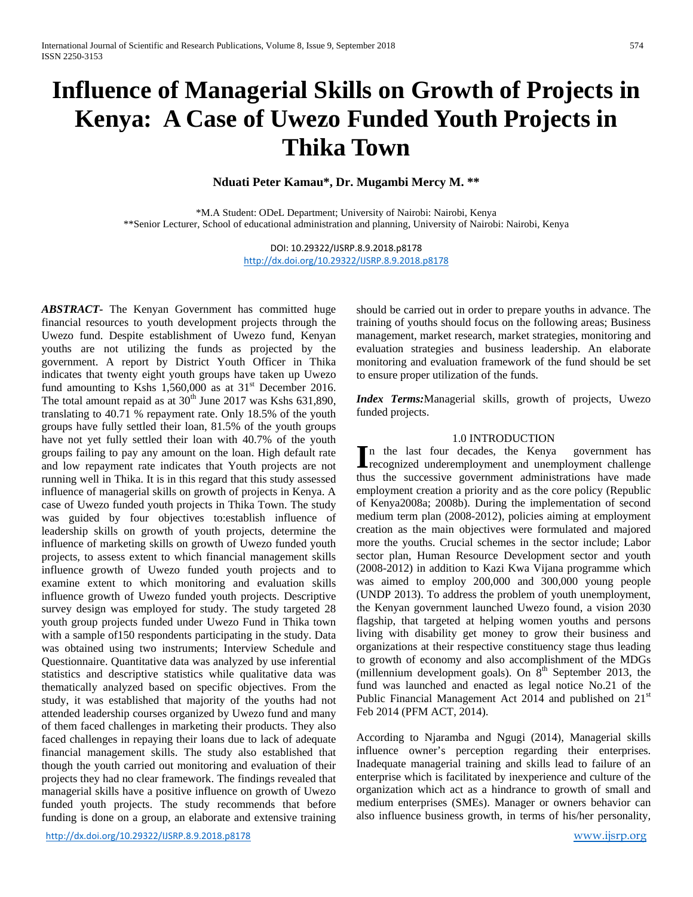# Influence of Managerial Skills on Growth of Projects in Kenya: A Case of Uwezo Funded Youth Projects in Thika Town

**Nduati Peter Kamau\*, Dr. Mugambi Mercy M. \*\***

\*M.A Student: ODeL Department; University of Nairobi: Nairobi, Kenya
\*\*Senior Lecturer, School of educational administration and planning, University of Nairobi: Nairobi, Kenya

DOI: 10.29322/IJSRP.8.9.2018.p8178
http://dx.doi.org/10.29322/IJSRP.8.9.2018.p8178

***ABSTRACT-*** The Kenyan Government has committed huge financial resources to youth development projects through the Uwezo fund. Despite establishment of Uwezo fund, Kenyan youths are not utilizing the funds as projected by the government. A report by District Youth Officer in Thika indicates that twenty eight youth groups have taken up Uwezo fund amounting to Kshs 1,560,000 as at 31st December 2016. The total amount repaid as at 30th June 2017 was Kshs 631,890, translating to 40.71 % repayment rate. Only 18.5% of the youth groups have fully settled their loan, 81.5% of the youth groups have not yet fully settled their loan with 40.7% of the youth groups failing to pay any amount on the loan. High default rate and low repayment rate indicates that Youth projects are not running well in Thika. It is in this regard that this study assessed influence of managerial skills on growth of projects in Kenya. A case of Uwezo funded youth projects in Thika Town. The study was guided by four objectives to:establish influence of leadership skills on growth of youth projects, determine the influence of marketing skills on growth of Uwezo funded youth projects, to assess extent to which financial management skills influence growth of Uwezo funded youth projects and to examine extent to which monitoring and evaluation skills influence growth of Uwezo funded youth projects. Descriptive survey design was employed for study. The study targeted 28 youth group projects funded under Uwezo Fund in Thika town with a sample of150 respondents participating in the study. Data was obtained using two instruments; Interview Schedule and Questionnaire. Quantitative data was analyzed by use inferential statistics and descriptive statistics while qualitative data was thematically analyzed based on specific objectives. From the study, it was established that majority of the youths had not attended leadership courses organized by Uwezo fund and many of them faced challenges in marketing their products. They also faced challenges in repaying their loans due to lack of adequate financial management skills. The study also established that though the youth carried out monitoring and evaluation of their projects they had no clear framework. The findings revealed that managerial skills have a positive influence on growth of Uwezo funded youth projects. The study recommends that before funding is done on a group, an elaborate and extensive training should be carried out in order to prepare youths in advance. The training of youths should focus on the following areas; Business management, market research, market strategies, monitoring and evaluation strategies and business leadership. An elaborate monitoring and evaluation framework of the fund should be set to ensure proper utilization of the funds.

***Index Terms:***Managerial skills, growth of projects, Uwezo funded projects.

## 1.0 INTRODUCTION

In the last four decades, the Kenya government has recognized underemployment and unemployment challenge thus the successive government administrations have made employment creation a priority and as the core policy (Republic of Kenya2008a; 2008b). During the implementation of second medium term plan (2008-2012), policies aiming at employment creation as the main objectives were formulated and majored more the youths. Crucial schemes in the sector include; Labor sector plan, Human Resource Development sector and youth (2008-2012) in addition to Kazi Kwa Vijana programme which was aimed to employ 200,000 and 300,000 young people (UNDP 2013). To address the problem of youth unemployment, the Kenyan government launched Uwezo found, a vision 2030 flagship, that targeted at helping women youths and persons living with disability get money to grow their business and organizations at their respective constituency stage thus leading to growth of economy and also accomplishment of the MDGs (millennium development goals). On 8th September 2013, the fund was launched and enacted as legal notice No.21 of the Public Financial Management Act 2014 and published on 21st Feb 2014 (PFM ACT, 2014).

According to Njaramba and Ngugi (2014), Managerial skills influence owner's perception regarding their enterprises. Inadequate managerial training and skills lead to failure of an enterprise which is facilitated by inexperience and culture of the organization which act as a hindrance to growth of small and medium enterprises (SMEs). Manager or owners behavior can also influence business growth, in terms of his/her personality,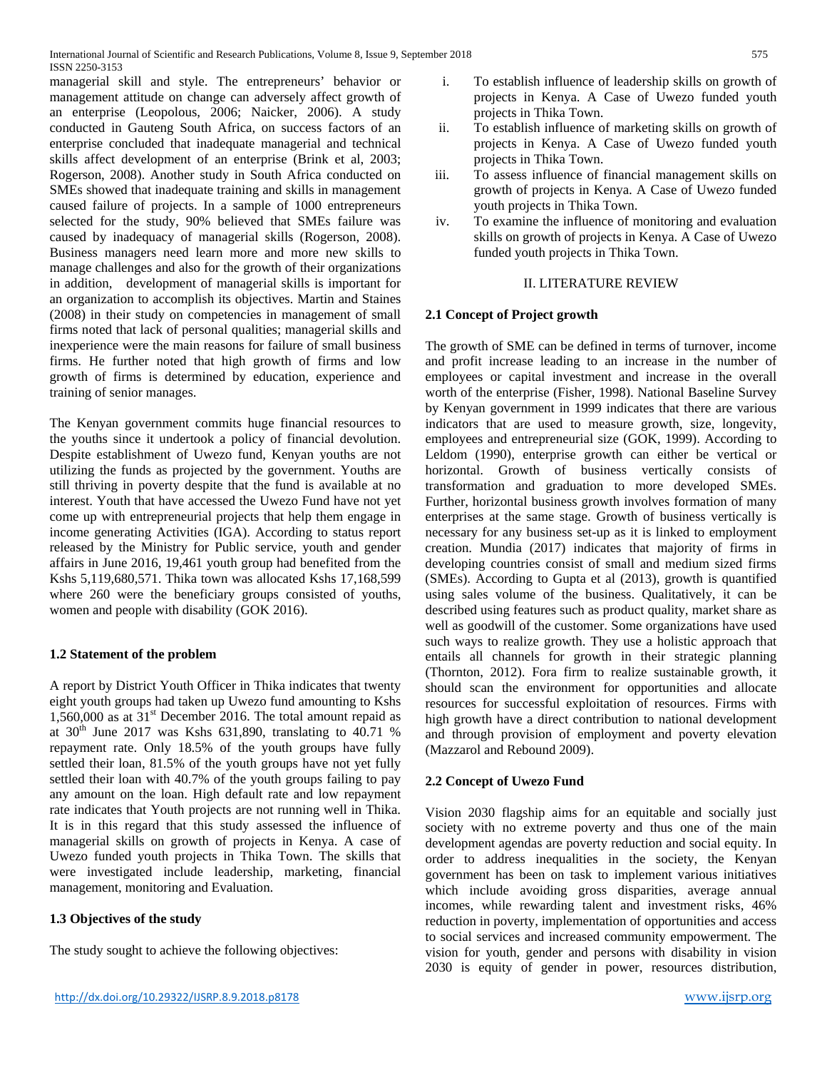managerial skill and style. The entrepreneurs' behavior or management attitude on change can adversely affect growth of an enterprise (Leopolous, 2006; Naicker, 2006). A study conducted in Gauteng South Africa, on success factors of an enterprise concluded that inadequate managerial and technical skills affect development of an enterprise (Brink et al, 2003; Rogerson, 2008). Another study in South Africa conducted on SMEs showed that inadequate training and skills in management caused failure of projects. In a sample of 1000 entrepreneurs selected for the study, 90% believed that SMEs failure was caused by inadequacy of managerial skills (Rogerson, 2008). Business managers need learn more and more new skills to manage challenges and also for the growth of their organizations in addition, development of managerial skills is important for an organization to accomplish its objectives. Martin and Staines (2008) in their study on competencies in management of small firms noted that lack of personal qualities; managerial skills and inexperience were the main reasons for failure of small business firms. He further noted that high growth of firms and low growth of firms is determined by education, experience and training of senior manages.

The Kenyan government commits huge financial resources to the youths since it undertook a policy of financial devolution. Despite establishment of Uwezo fund, Kenyan youths are not utilizing the funds as projected by the government. Youths are still thriving in poverty despite that the fund is available at no interest. Youth that have accessed the Uwezo Fund have not yet come up with entrepreneurial projects that help them engage in income generating Activities (IGA). According to status report released by the Ministry for Public service, youth and gender affairs in June 2016, 19,461 youth group had benefited from the Kshs 5,119,680,571. Thika town was allocated Kshs 17,168,599 where 260 were the beneficiary groups consisted of youths, women and people with disability (GOK 2016).

### 1.2 Statement of the problem

A report by District Youth Officer in Thika indicates that twenty eight youth groups had taken up Uwezo fund amounting to Kshs 1,560,000 as at 31st December 2016. The total amount repaid as at 30th June 2017 was Kshs 631,890, translating to 40.71 % repayment rate. Only 18.5% of the youth groups have fully settled their loan, 81.5% of the youth groups have not yet fully settled their loan with 40.7% of the youth groups failing to pay any amount on the loan. High default rate and low repayment rate indicates that Youth projects are not running well in Thika. It is in this regard that this study assessed the influence of managerial skills on growth of projects in Kenya. A case of Uwezo funded youth projects in Thika Town. The skills that were investigated include leadership, marketing, financial management, monitoring and Evaluation.

### 1.3 Objectives of the study

The study sought to achieve the following objectives:

i. To establish influence of leadership skills on growth of projects in Kenya. A Case of Uwezo funded youth projects in Thika Town.
ii. To establish influence of marketing skills on growth of projects in Kenya. A Case of Uwezo funded youth projects in Thika Town.
iii. To assess influence of financial management skills on growth of projects in Kenya. A Case of Uwezo funded youth projects in Thika Town.
iv. To examine the influence of monitoring and evaluation skills on growth of projects in Kenya. A Case of Uwezo funded youth projects in Thika Town.

## II. LITERATURE REVIEW

### 2.1 Concept of Project growth

The growth of SME can be defined in terms of turnover, income and profit increase leading to an increase in the number of employees or capital investment and increase in the overall worth of the enterprise (Fisher, 1998). National Baseline Survey by Kenyan government in 1999 indicates that there are various indicators that are used to measure growth, size, longevity, employees and entrepreneurial size (GOK, 1999). According to Leldom (1990), enterprise growth can either be vertical or horizontal. Growth of business vertically consists of transformation and graduation to more developed SMEs. Further, horizontal business growth involves formation of many enterprises at the same stage. Growth of business vertically is necessary for any business set-up as it is linked to employment creation. Mundia (2017) indicates that majority of firms in developing countries consist of small and medium sized firms (SMEs). According to Gupta et al (2013), growth is quantified using sales volume of the business. Qualitatively, it can be described using features such as product quality, market share as well as goodwill of the customer. Some organizations have used such ways to realize growth. They use a holistic approach that entails all channels for growth in their strategic planning (Thornton, 2012). Fora firm to realize sustainable growth, it should scan the environment for opportunities and allocate resources for successful exploitation of resources. Firms with high growth have a direct contribution to national development and through provision of employment and poverty elevation (Mazzarol and Rebound 2009).

### 2.2 Concept of Uwezo Fund

Vision 2030 flagship aims for an equitable and socially just society with no extreme poverty and thus one of the main development agendas are poverty reduction and social equity. In order to address inequalities in the society, the Kenyan government has been on task to implement various initiatives which include avoiding gross disparities, average annual incomes, while rewarding talent and investment risks, 46% reduction in poverty, implementation of opportunities and access to social services and increased community empowerment. The vision for youth, gender and persons with disability in vision 2030 is equity of gender in power, resources distribution,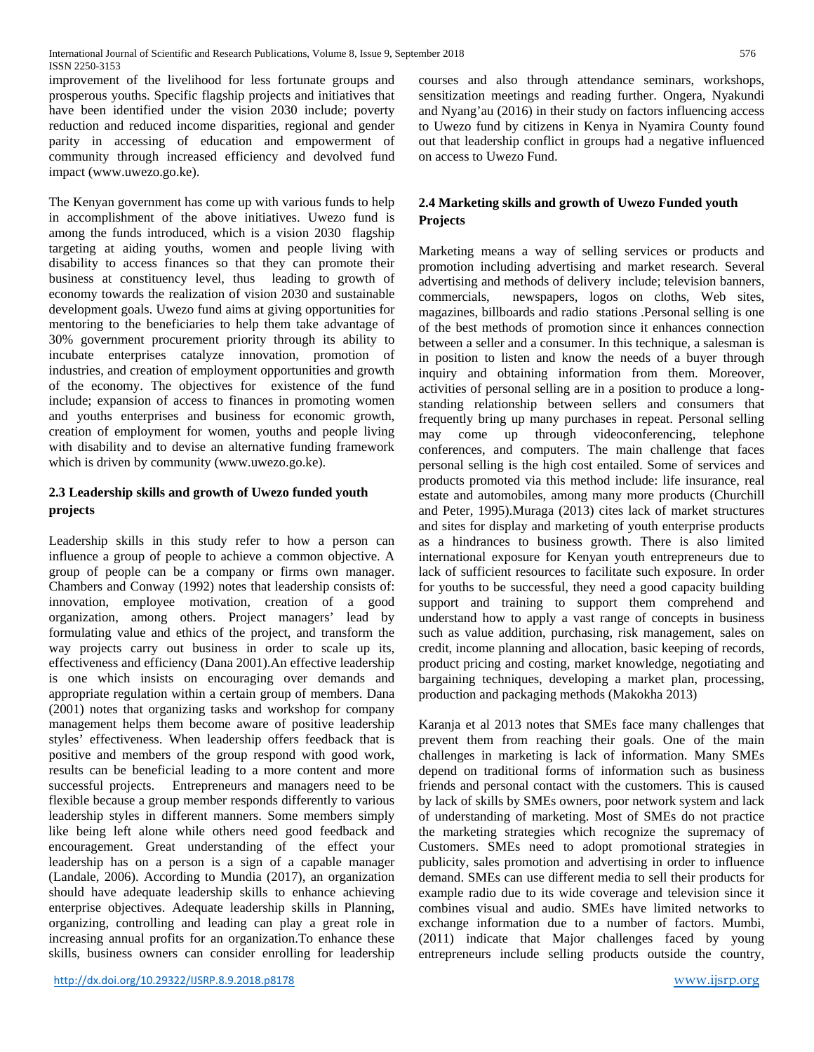improvement of the livelihood for less fortunate groups and prosperous youths. Specific flagship projects and initiatives that have been identified under the vision 2030 include; poverty reduction and reduced income disparities, regional and gender parity in accessing of education and empowerment of community through increased efficiency and devolved fund impact (www.uwezo.go.ke).

The Kenyan government has come up with various funds to help in accomplishment of the above initiatives. Uwezo fund is among the funds introduced, which is a vision 2030 flagship targeting at aiding youths, women and people living with disability to access finances so that they can promote their business at constituency level, thus leading to growth of economy towards the realization of vision 2030 and sustainable development goals. Uwezo fund aims at giving opportunities for mentoring to the beneficiaries to help them take advantage of 30% government procurement priority through its ability to incubate enterprises catalyze innovation, promotion of industries, and creation of employment opportunities and growth of the economy. The objectives for existence of the fund include; expansion of access to finances in promoting women and youths enterprises and business for economic growth, creation of employment for women, youths and people living with disability and to devise an alternative funding framework which is driven by community (www.uwezo.go.ke).

### 2.3 Leadership skills and growth of Uwezo funded youth projects

Leadership skills in this study refer to how a person can influence a group of people to achieve a common objective. A group of people can be a company or firms own manager. Chambers and Conway (1992) notes that leadership consists of: innovation, employee motivation, creation of a good organization, among others. Project managers' lead by formulating value and ethics of the project, and transform the way projects carry out business in order to scale up its, effectiveness and efficiency (Dana 2001).An effective leadership is one which insists on encouraging over demands and appropriate regulation within a certain group of members. Dana (2001) notes that organizing tasks and workshop for company management helps them become aware of positive leadership styles' effectiveness. When leadership offers feedback that is positive and members of the group respond with good work, results can be beneficial leading to a more content and more successful projects. Entrepreneurs and managers need to be flexible because a group member responds differently to various leadership styles in different manners. Some members simply like being left alone while others need good feedback and encouragement. Great understanding of the effect your leadership has on a person is a sign of a capable manager (Landale, 2006). According to Mundia (2017), an organization should have adequate leadership skills to enhance achieving enterprise objectives. Adequate leadership skills in Planning, organizing, controlling and leading can play a great role in increasing annual profits for an organization.To enhance these skills, business owners can consider enrolling for leadership courses and also through attendance seminars, workshops, sensitization meetings and reading further. Ongera, Nyakundi and Nyang'au (2016) in their study on factors influencing access to Uwezo fund by citizens in Kenya in Nyamira County found out that leadership conflict in groups had a negative influenced on access to Uwezo Fund.

### 2.4 Marketing skills and growth of Uwezo Funded youth Projects

Marketing means a way of selling services or products and promotion including advertising and market research. Several advertising and methods of delivery include; television banners, commercials, newspapers, logos on cloths, Web sites, magazines, billboards and radio stations .Personal selling is one of the best methods of promotion since it enhances connection between a seller and a consumer. In this technique, a salesman is in position to listen and know the needs of a buyer through inquiry and obtaining information from them. Moreover, activities of personal selling are in a position to produce a long-standing relationship between sellers and consumers that frequently bring up many purchases in repeat. Personal selling may come up through videoconferencing, telephone conferences, and computers. The main challenge that faces personal selling is the high cost entailed. Some of services and products promoted via this method include: life insurance, real estate and automobiles, among many more products (Churchill and Peter, 1995).Muraga (2013) cites lack of market structures and sites for display and marketing of youth enterprise products as a hindrances to business growth. There is also limited international exposure for Kenyan youth entrepreneurs due to lack of sufficient resources to facilitate such exposure. In order for youths to be successful, they need a good capacity building support and training to support them comprehend and understand how to apply a vast range of concepts in business such as value addition, purchasing, risk management, sales on credit, income planning and allocation, basic keeping of records, product pricing and costing, market knowledge, negotiating and bargaining techniques, developing a market plan, processing, production and packaging methods (Makokha 2013)

Karanja et al 2013 notes that SMEs face many challenges that prevent them from reaching their goals. One of the main challenges in marketing is lack of information. Many SMEs depend on traditional forms of information such as business friends and personal contact with the customers. This is caused by lack of skills by SMEs owners, poor network system and lack of understanding of marketing. Most of SMEs do not practice the marketing strategies which recognize the supremacy of Customers. SMEs need to adopt promotional strategies in publicity, sales promotion and advertising in order to influence demand. SMEs can use different media to sell their products for example radio due to its wide coverage and television since it combines visual and audio. SMEs have limited networks to exchange information due to a number of factors. Mumbi, (2011) indicate that Major challenges faced by young entrepreneurs include selling products outside the country,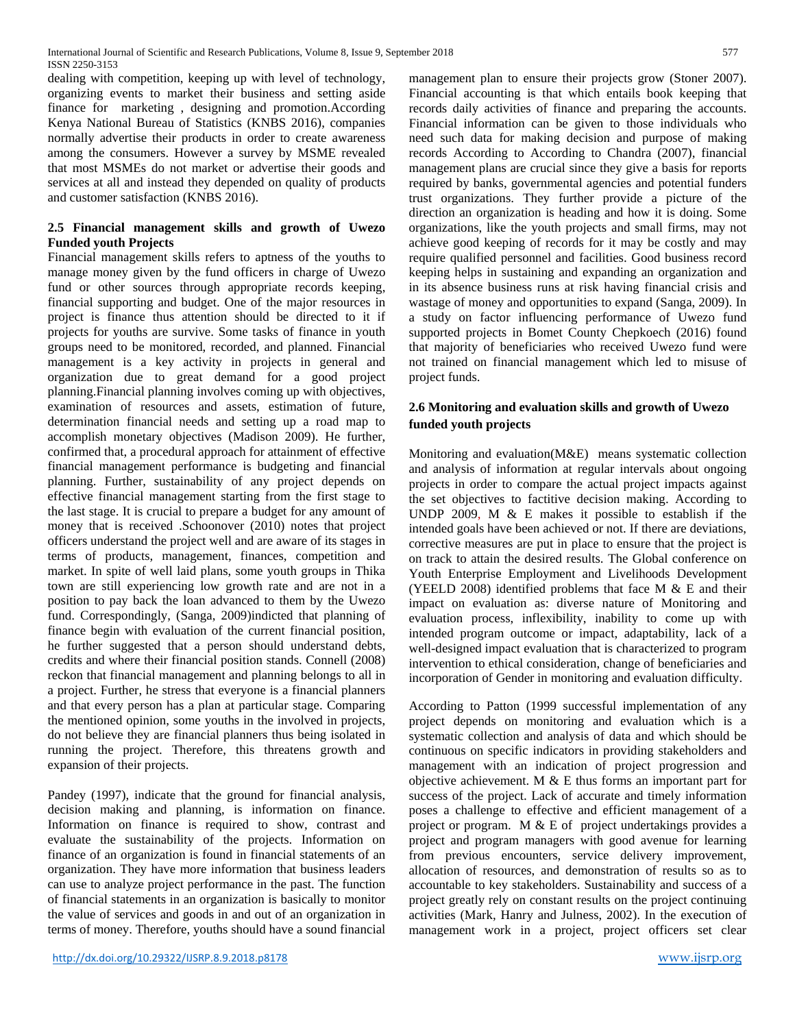dealing with competition, keeping up with level of technology, organizing events to market their business and setting aside finance for marketing , designing and promotion.According Kenya National Bureau of Statistics (KNBS 2016), companies normally advertise their products in order to create awareness among the consumers. However a survey by MSME revealed that most MSMEs do not market or advertise their goods and services at all and instead they depended on quality of products and customer satisfaction (KNBS 2016).

### 2.5 Financial management skills and growth of Uwezo Funded youth Projects

Financial management skills refers to aptness of the youths to manage money given by the fund officers in charge of Uwezo fund or other sources through appropriate records keeping, financial supporting and budget. One of the major resources in project is finance thus attention should be directed to it if projects for youths are survive. Some tasks of finance in youth groups need to be monitored, recorded, and planned. Financial management is a key activity in projects in general and organization due to great demand for a good project planning.Financial planning involves coming up with objectives, examination of resources and assets, estimation of future, determination financial needs and setting up a road map to accomplish monetary objectives (Madison 2009). He further, confirmed that, a procedural approach for attainment of effective financial management performance is budgeting and financial planning. Further, sustainability of any project depends on effective financial management starting from the first stage to the last stage. It is crucial to prepare a budget for any amount of money that is received .Schoonover (2010) notes that project officers understand the project well and are aware of its stages in terms of products, management, finances, competition and market. In spite of well laid plans, some youth groups in Thika town are still experiencing low growth rate and are not in a position to pay back the loan advanced to them by the Uwezo fund. Correspondingly, (Sanga, 2009)indicted that planning of finance begin with evaluation of the current financial position, he further suggested that a person should understand debts, credits and where their financial position stands. Connell (2008) reckon that financial management and planning belongs to all in a project. Further, he stress that everyone is a financial planners and that every person has a plan at particular stage. Comparing the mentioned opinion, some youths in the involved in projects, do not believe they are financial planners thus being isolated in running the project. Therefore, this threatens growth and expansion of their projects.

Pandey (1997), indicate that the ground for financial analysis, decision making and planning, is information on finance. Information on finance is required to show, contrast and evaluate the sustainability of the projects. Information on finance of an organization is found in financial statements of an organization. They have more information that business leaders can use to analyze project performance in the past. The function of financial statements in an organization is basically to monitor the value of services and goods in and out of an organization in terms of money. Therefore, youths should have a sound financial management plan to ensure their projects grow (Stoner 2007). Financial accounting is that which entails book keeping that records daily activities of finance and preparing the accounts. Financial information can be given to those individuals who need such data for making decision and purpose of making records According to According to Chandra (2007), financial management plans are crucial since they give a basis for reports required by banks, governmental agencies and potential funders trust organizations. They further provide a picture of the direction an organization is heading and how it is doing. Some organizations, like the youth projects and small firms, may not achieve good keeping of records for it may be costly and may require qualified personnel and facilities. Good business record keeping helps in sustaining and expanding an organization and in its absence business runs at risk having financial crisis and wastage of money and opportunities to expand (Sanga, 2009). In a study on factor influencing performance of Uwezo fund supported projects in Bomet County Chepkoech (2016) found that majority of beneficiaries who received Uwezo fund were not trained on financial management which led to misuse of project funds.

### 2.6 Monitoring and evaluation skills and growth of Uwezo funded youth projects

Monitoring and evaluation(M&E) means systematic collection and analysis of information at regular intervals about ongoing projects in order to compare the actual project impacts against the set objectives to factitive decision making. According to UNDP 2009, M & E makes it possible to establish if the intended goals have been achieved or not. If there are deviations, corrective measures are put in place to ensure that the project is on track to attain the desired results. The Global conference on Youth Enterprise Employment and Livelihoods Development (YEELD 2008) identified problems that face M & E and their impact on evaluation as: diverse nature of Monitoring and evaluation process, inflexibility, inability to come up with intended program outcome or impact, adaptability, lack of a well-designed impact evaluation that is characterized to program intervention to ethical consideration, change of beneficiaries and incorporation of Gender in monitoring and evaluation difficulty.

According to Patton (1999 successful implementation of any project depends on monitoring and evaluation which is a systematic collection and analysis of data and which should be continuous on specific indicators in providing stakeholders and management with an indication of project progression and objective achievement. M & E thus forms an important part for success of the project. Lack of accurate and timely information poses a challenge to effective and efficient management of a project or program. M & E of project undertakings provides a project and program managers with good avenue for learning from previous encounters, service delivery improvement, allocation of resources, and demonstration of results so as to accountable to key stakeholders. Sustainability and success of a project greatly rely on constant results on the project continuing activities (Mark, Hanry and Julness, 2002). In the execution of management work in a project, project officers set clear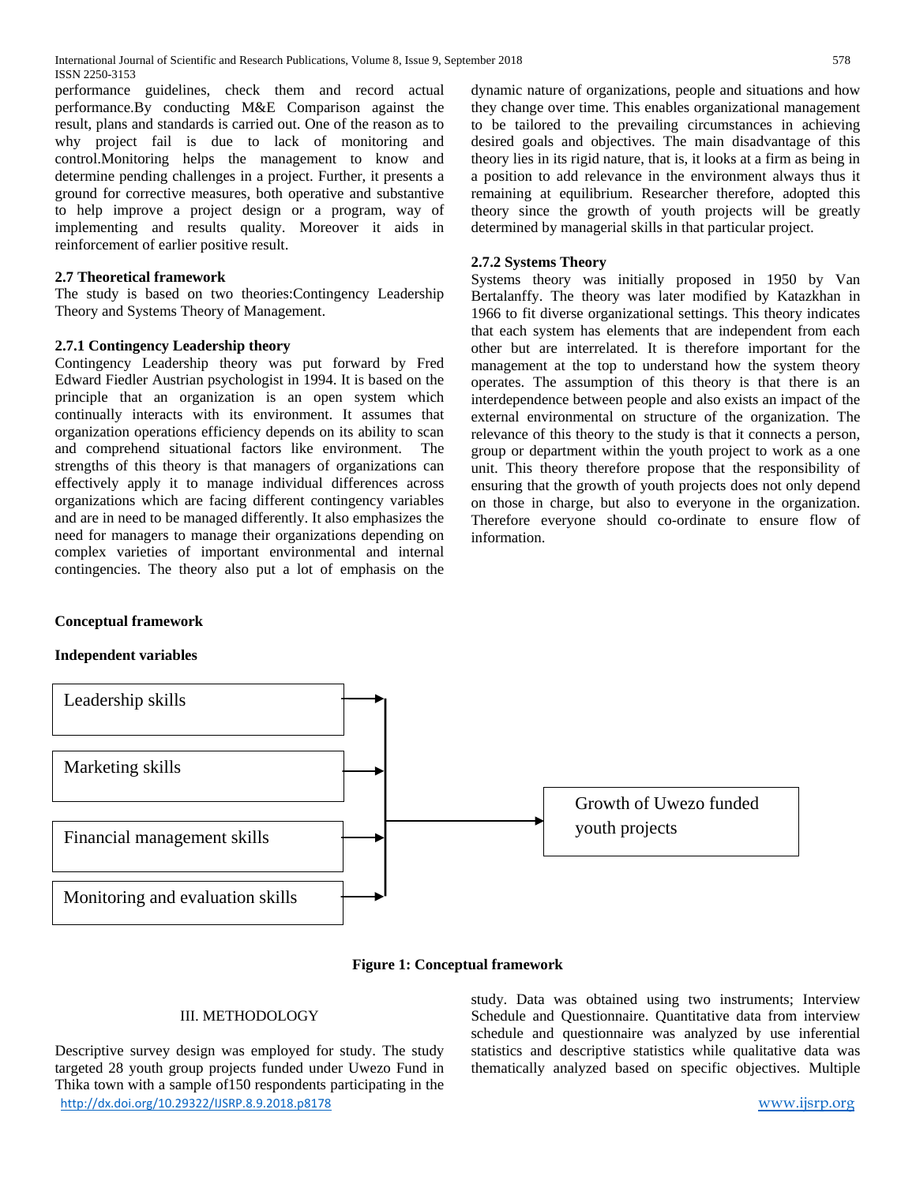performance guidelines, check them and record actual performance.By conducting M&E Comparison against the result, plans and standards is carried out. One of the reason as to why project fail is due to lack of monitoring and control.Monitoring helps the management to know and determine pending challenges in a project. Further, it presents a ground for corrective measures, both operative and substantive to help improve a project design or a program, way of implementing and results quality. Moreover it aids in reinforcement of earlier positive result.

### 2.7 Theoretical framework

The study is based on two theories:Contingency Leadership Theory and Systems Theory of Management.

#### 2.7.1 Contingency Leadership theory

Contingency Leadership theory was put forward by Fred Edward Fiedler Austrian psychologist in 1994. It is based on the principle that an organization is an open system which continually interacts with its environment. It assumes that organization operations efficiency depends on its ability to scan and comprehend situational factors like environment. The strengths of this theory is that managers of organizations can effectively apply it to manage individual differences across organizations which are facing different contingency variables and are in need to be managed differently. It also emphasizes the need for managers to manage their organizations depending on complex varieties of important environmental and internal contingencies. The theory also put a lot of emphasis on the dynamic nature of organizations, people and situations and how they change over time. This enables organizational management to be tailored to the prevailing circumstances in achieving desired goals and objectives. The main disadvantage of this theory lies in its rigid nature, that is, it looks at a firm as being in a position to add relevance in the environment always thus it remaining at equilibrium. Researcher therefore, adopted this theory since the growth of youth projects will be greatly determined by managerial skills in that particular project.

#### 2.7.2 Systems Theory

Systems theory was initially proposed in 1950 by Van Bertalanffy. The theory was later modified by Katazkhan in 1966 to fit diverse organizational settings. This theory indicates that each system has elements that are independent from each other but are interrelated. It is therefore important for the management at the top to understand how the system theory operates. The assumption of this theory is that there is an interdependence between people and also exists an impact of the external environmental on structure of the organization. The relevance of this theory to the study is that it connects a person, group or department within the youth project to work as a one unit. This theory therefore propose that the responsibility of ensuring that the growth of youth projects does not only depend on those in charge, but also to everyone in the organization. Therefore everyone should co-ordinate to ensure flow of information.

**Conceptual framework**

**Independent variables**

- Leadership skills
- Marketing skills
- Financial management skills
- Monitoring and evaluation skills

→ Growth of Uwezo funded youth projects

**Figure 1: Conceptual framework**

## III. METHODOLOGY

Descriptive survey design was employed for study. The study targeted 28 youth group projects funded under Uwezo Fund in Thika town with a sample of150 respondents participating in the study. Data was obtained using two instruments; Interview Schedule and Questionnaire. Quantitative data from interview schedule and questionnaire was analyzed by use inferential statistics and descriptive statistics while qualitative data was thematically analyzed based on specific objectives. Multiple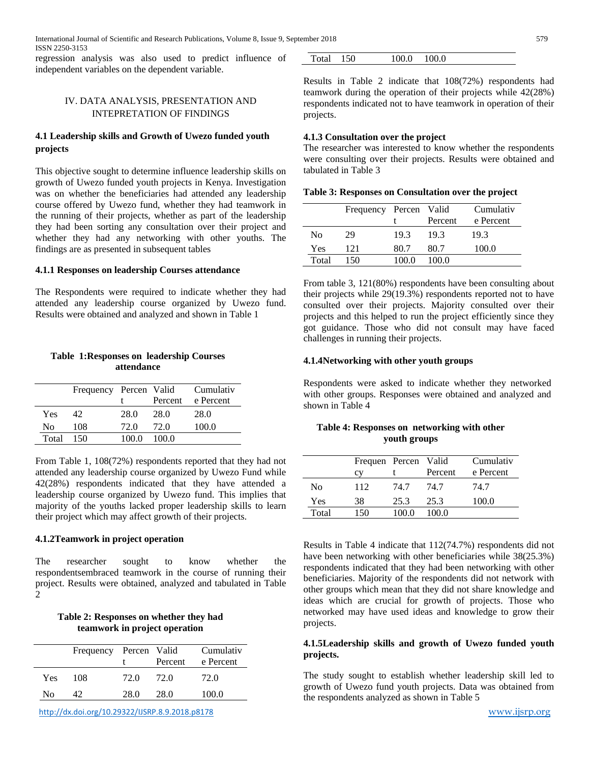regression analysis was also used to predict influence of independent variables on the dependent variable.

## IV. DATA ANALYSIS, PRESENTATION AND INTEPRETATION OF FINDINGS

### 4.1 Leadership skills and Growth of Uwezo funded youth projects

This objective sought to determine influence leadership skills on growth of Uwezo funded youth projects in Kenya. Investigation was on whether the beneficiaries had attended any leadership course offered by Uwezo fund, whether they had teamwork in the running of their projects, whether as part of the leadership they had been sorting any consultation over their project and whether they had any networking with other youths. The findings are as presented in subsequent tables

#### 4.1.1 Responses on leadership Courses attendance

The Respondents were required to indicate whether they had attended any leadership course organized by Uwezo fund. Results were obtained and analyzed and shown in Table 1

**Table 1:Responses on leadership Courses attendance**

| | Frequency | Percent | Valid Percent | Cumulative Percent |
|---|---|---|---|---|
| Yes | 42 | 28.0 | 28.0 | 28.0 |
| No | 108 | 72.0 | 72.0 | 100.0 |
| Total | 150 | 100.0 | 100.0 | |

From Table 1, 108(72%) respondents reported that they had not attended any leadership course organized by Uwezo Fund while 42(28%) respondents indicated that they have attended a leadership course organized by Uwezo fund. This implies that majority of the youths lacked proper leadership skills to learn their project which may affect growth of their projects.

#### 4.1.2Teamwork in project operation

The researcher sought to know whether the respondentsembraced teamwork in the course of running their project. Results were obtained, analyzed and tabulated in Table 2

**Table 2: Responses on whether they had teamwork in project operation**

| | Frequency | Percent | Valid Percent | Cumulative Percent |
|---|---|---|---|---|
| Yes | 108 | 72.0 | 72.0 | 72.0 |
| No | 42 | 28.0 | 28.0 | 100.0 |
| Total | 150 | 100.0 | 100.0 | |

Results in Table 2 indicate that 108(72%) respondents had teamwork during the operation of their projects while 42(28%) respondents indicated not to have teamwork in operation of their projects.

#### 4.1.3 Consultation over the project

The researcher was interested to know whether the respondents were consulting over their projects. Results were obtained and tabulated in Table 3

**Table 3: Responses on Consultation over the project**

| | Frequency | Percent | Valid Percent | Cumulative Percent |
|---|---|---|---|---|
| No | 29 | 19.3 | 19.3 | 19.3 |
| Yes | 121 | 80.7 | 80.7 | 100.0 |
| Total | 150 | 100.0 | 100.0 | |

From table 3, 121(80%) respondents have been consulting about their projects while 29(19.3%) respondents reported not to have consulted over their projects. Majority consulted over their projects and this helped to run the project efficiently since they got guidance. Those who did not consult may have faced challenges in running their projects.

#### 4.1.4Networking with other youth groups

Respondents were asked to indicate whether they networked with other groups. Responses were obtained and analyzed and shown in Table 4

**Table 4: Responses on networking with other youth groups**

| | Frequency | Percent | Valid Percent | Cumulative Percent |
|---|---|---|---|---|
| No | 112 | 74.7 | 74.7 | 74.7 |
| Yes | 38 | 25.3 | 25.3 | 100.0 |
| Total | 150 | 100.0 | 100.0 | |

Results in Table 4 indicate that 112(74.7%) respondents did not have been networking with other beneficiaries while 38(25.3%) respondents indicated that they had been networking with other beneficiaries. Majority of the respondents did not network with other groups which mean that they did not share knowledge and ideas which are crucial for growth of projects. Those who networked may have used ideas and knowledge to grow their projects.

#### 4.1.5Leadership skills and growth of Uwezo funded youth projects.

The study sought to establish whether leadership skill led to growth of Uwezo fund youth projects. Data was obtained from the respondents analyzed as shown in Table 5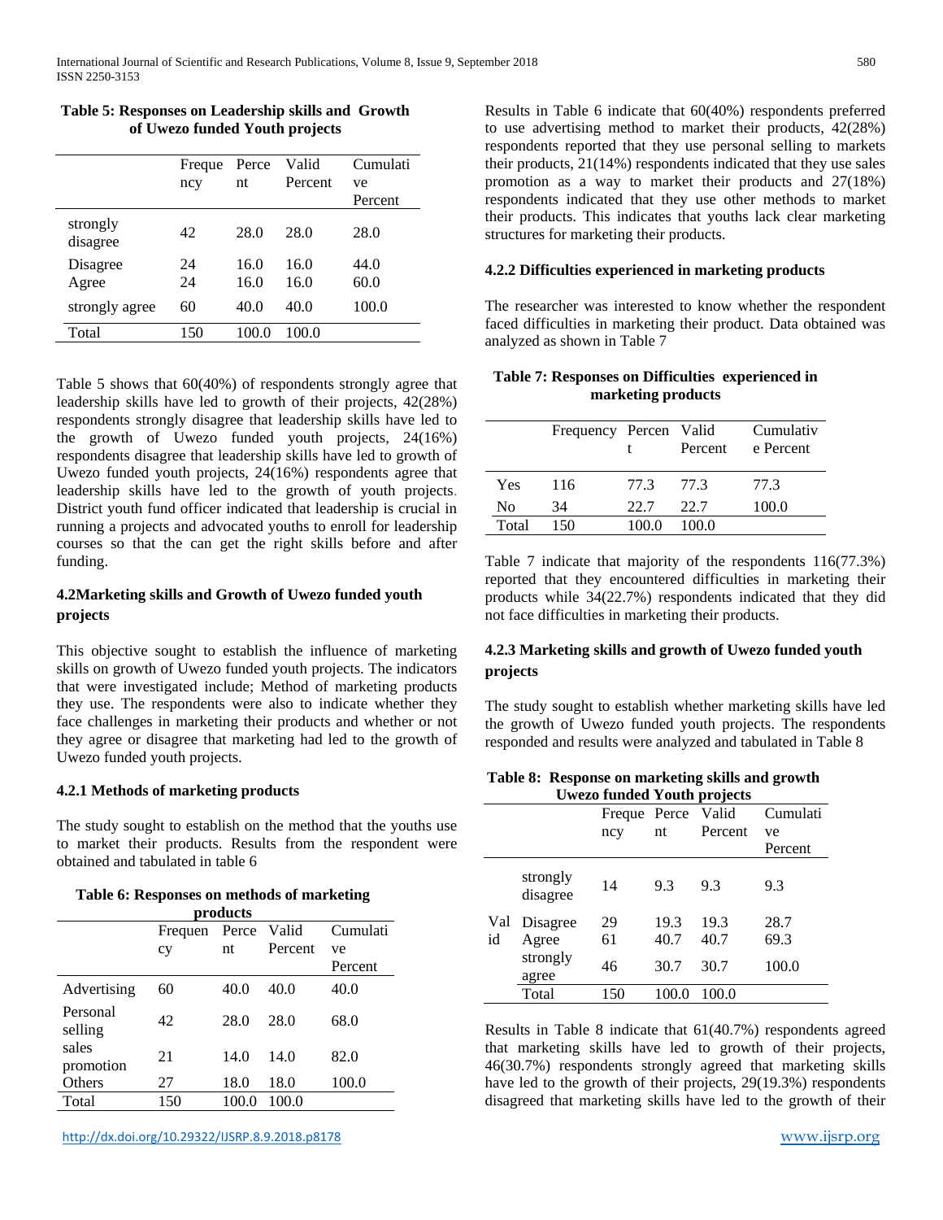**Table 5: Responses on Leadership skills and Growth of Uwezo funded Youth projects**

| | Frequency | Percent | Valid Percent | Cumulative Percent |
|---|---|---|---|---|
| strongly disagree | 42 | 28.0 | 28.0 | 28.0 |
| Disagree | 24 | 16.0 | 16.0 | 44.0 |
| Agree | 24 | 16.0 | 16.0 | 60.0 |
| strongly agree | 60 | 40.0 | 40.0 | 100.0 |
| Total | 150 | 100.0 | 100.0 | |

Table 5 shows that 60(40%) of respondents strongly agree that leadership skills have led to growth of their projects, 42(28%) respondents strongly disagree that leadership skills have led to the growth of Uwezo funded youth projects, 24(16%) respondents disagree that leadership skills have led to growth of Uwezo funded youth projects, 24(16%) respondents agree that leadership skills have led to the growth of youth projects. District youth fund officer indicated that leadership is crucial in running a projects and advocated youths to enroll for leadership courses so that the can get the right skills before and after funding.

### 4.2Marketing skills and Growth of Uwezo funded youth projects

This objective sought to establish the influence of marketing skills on growth of Uwezo funded youth projects. The indicators that were investigated include; Method of marketing products they use. The respondents were also to indicate whether they face challenges in marketing their products and whether or not they agree or disagree that marketing had led to the growth of Uwezo funded youth projects.

#### 4.2.1 Methods of marketing products

The study sought to establish on the method that the youths use to market their products. Results from the respondent were obtained and tabulated in table 6

**Table 6: Responses on methods of marketing products**

| | Frequency | Percent | Valid Percent | Cumulative Percent |
|---|---|---|---|---|
| Advertising | 60 | 40.0 | 40.0 | 40.0 |
| Personal selling | 42 | 28.0 | 28.0 | 68.0 |
| sales promotion | 21 | 14.0 | 14.0 | 82.0 |
| Others | 27 | 18.0 | 18.0 | 100.0 |
| Total | 150 | 100.0 | 100.0 | |

Results in Table 6 indicate that 60(40%) respondents preferred to use advertising method to market their products, 42(28%) respondents reported that they use personal selling to markets their products, 21(14%) respondents indicated that they use sales promotion as a way to market their products and 27(18%) respondents indicated that they use other methods to market their products. This indicates that youths lack clear marketing structures for marketing their products.

#### 4.2.2 Difficulties experienced in marketing products

The researcher was interested to know whether the respondent faced difficulties in marketing their product. Data obtained was analyzed as shown in Table 7

**Table 7: Responses on Difficulties experienced in marketing products**

| | Frequency | Percent | Valid Percent | Cumulative Percent |
|---|---|---|---|---|
| Yes | 116 | 77.3 | 77.3 | 77.3 |
| No | 34 | 22.7 | 22.7 | 100.0 |
| Total | 150 | 100.0 | 100.0 | |

Table 7 indicate that majority of the respondents 116(77.3%) reported that they encountered difficulties in marketing their products while 34(22.7%) respondents indicated that they did not face difficulties in marketing their products.

#### 4.2.3 Marketing skills and growth of Uwezo funded youth projects

The study sought to establish whether marketing skills have led the growth of Uwezo funded youth projects. The respondents responded and results were analyzed and tabulated in Table 8

**Table 8: Response on marketing skills and growth Uwezo funded Youth projects**

| | | Frequency | Percent | Valid Percent | Cumulative Percent |
|---|---|---|---|---|---|
| Valid | strongly disagree | 14 | 9.3 | 9.3 | 9.3 |
| | Disagree | 29 | 19.3 | 19.3 | 28.7 |
| | Agree | 61 | 40.7 | 40.7 | 69.3 |
| | strongly agree | 46 | 30.7 | 30.7 | 100.0 |
| | Total | 150 | 100.0 | 100.0 | |

Results in Table 8 indicate that 61(40.7%) respondents agreed that marketing skills have led to growth of their projects, 46(30.7%) respondents strongly agreed that marketing skills have led to the growth of their projects, 29(19.3%) respondents disagreed that marketing skills have led to the growth of their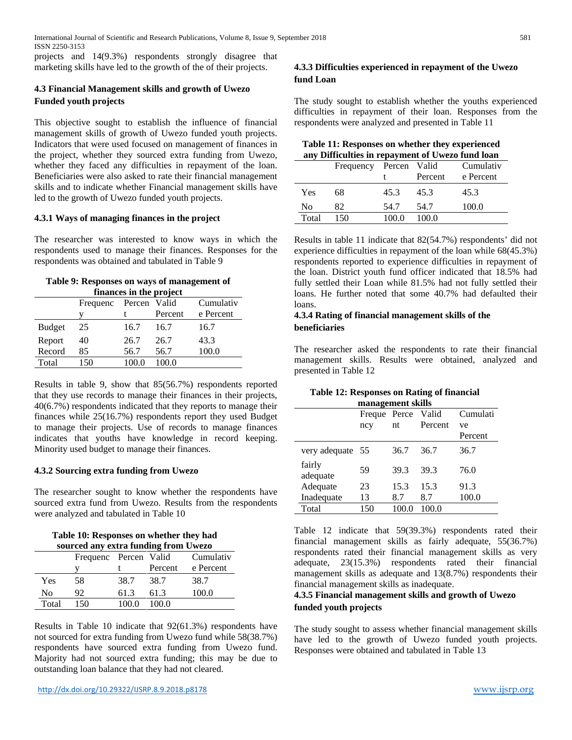projects and 14(9.3%) respondents strongly disagree that marketing skills have led to the growth of the of their projects.

### 4.3 Financial Management skills and growth of Uwezo Funded youth projects

This objective sought to establish the influence of financial management skills of growth of Uwezo funded youth projects. Indicators that were used focused on management of finances in the project, whether they sourced extra funding from Uwezo, whether they faced any difficulties in repayment of the loan. Beneficiaries were also asked to rate their financial management skills and to indicate whether Financial management skills have led to the growth of Uwezo funded youth projects.

#### 4.3.1 Ways of managing finances in the project

The researcher was interested to know ways in which the respondents used to manage their finances. Responses for the respondents was obtained and tabulated in Table 9

**Table 9: Responses on ways of management of finances in the project**

| | Frequency | Percent | Valid Percent | Cumulative Percent |
|---|---|---|---|---|
| Budget | 25 | 16.7 | 16.7 | 16.7 |
| Report | 40 | 26.7 | 26.7 | 43.3 |
| Record | 85 | 56.7 | 56.7 | 100.0 |
| Total | 150 | 100.0 | 100.0 | |

Results in table 9, show that 85(56.7%) respondents reported that they use records to manage their finances in their projects, 40(6.7%) respondents indicated that they reports to manage their finances while 25(16.7%) respondents report they used Budget to manage their projects. Use of records to manage finances indicates that youths have knowledge in record keeping. Minority used budget to manage their finances.

#### 4.3.2 Sourcing extra funding from Uwezo

The researcher sought to know whether the respondents have sourced extra fund from Uwezo. Results from the respondents were analyzed and tabulated in Table 10

**Table 10: Responses on whether they had sourced any extra funding from Uwezo**

| | Frequency | Percent | Valid Percent | Cumulative Percent |
|---|---|---|---|---|
| Yes | 58 | 38.7 | 38.7 | 38.7 |
| No | 92 | 61.3 | 61.3 | 100.0 |
| Total | 150 | 100.0 | 100.0 | |

Results in Table 10 indicate that 92(61.3%) respondents have not sourced for extra funding from Uwezo fund while 58(38.7%) respondents have sourced extra funding from Uwezo fund. Majority had not sourced extra funding; this may be due to outstanding loan balance that they had not cleared.

#### 4.3.3 Difficulties experienced in repayment of the Uwezo fund Loan

The study sought to establish whether the youths experienced difficulties in repayment of their loan. Responses from the respondents were analyzed and presented in Table 11

**Table 11: Responses on whether they experienced any Difficulties in repayment of Uwezo fund loan**

| | Frequency | Percent | Valid Percent | Cumulative Percent |
|---|---|---|---|---|
| Yes | 68 | 45.3 | 45.3 | 45.3 |
| No | 82 | 54.7 | 54.7 | 100.0 |
| Total | 150 | 100.0 | 100.0 | |

Results in table 11 indicate that 82(54.7%) respondents' did not experience difficulties in repayment of the loan while 68(45.3%) respondents reported to experience difficulties in repayment of the loan. District youth fund officer indicated that 18.5% had fully settled their Loan while 81.5% had not fully settled their loans. He further noted that some 40.7% had defaulted their loans.

#### 4.3.4 Rating of financial management skills of the beneficiaries

The researcher asked the respondents to rate their financial management skills. Results were obtained, analyzed and presented in Table 12

**Table 12: Responses on Rating of financial management skills**

| | Frequency | Percent | Valid Percent | Cumulative Percent |
|---|---|---|---|---|
| very adequate | 55 | 36.7 | 36.7 | 36.7 |
| fairly adequate | 59 | 39.3 | 39.3 | 76.0 |
| Adequate | 23 | 15.3 | 15.3 | 91.3 |
| Inadequate | 13 | 8.7 | 8.7 | 100.0 |
| Total | 150 | 100.0 | 100.0 | |

Table 12 indicate that 59(39.3%) respondents rated their financial management skills as fairly adequate, 55(36.7%) respondents rated their financial management skills as very adequate, 23(15.3%) respondents rated their financial management skills as adequate and 13(8.7%) respondents their financial management skills as inadequate.

#### 4.3.5 Financial management skills and growth of Uwezo funded youth projects

The study sought to assess whether financial management skills have led to the growth of Uwezo funded youth projects. Responses were obtained and tabulated in Table 13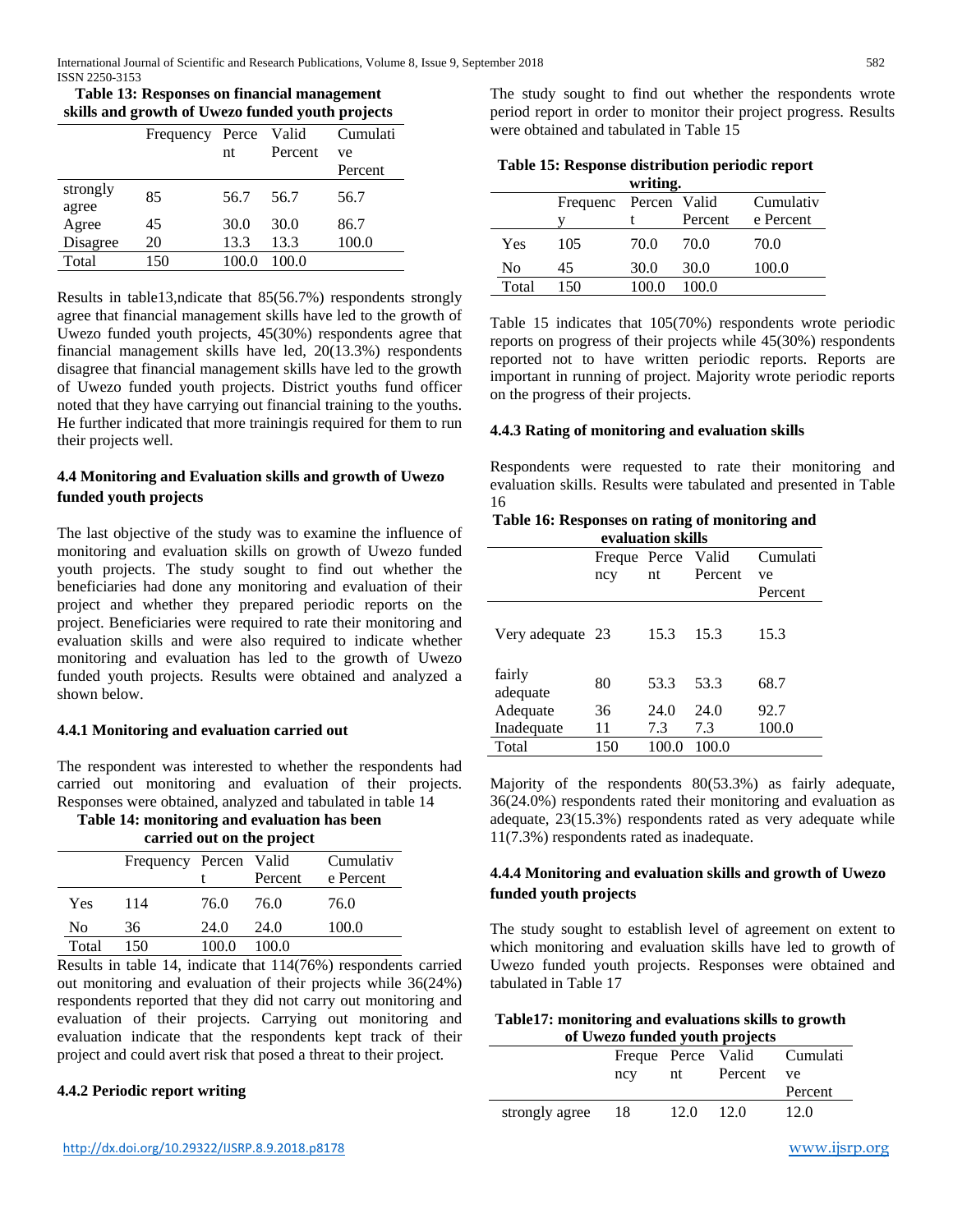**Table 13: Responses on financial management skills and growth of Uwezo funded youth projects**

| | Frequency | Percent | Valid Percent | Cumulative Percent |
|---|---|---|---|---|
| strongly agree | 85 | 56.7 | 56.7 | 56.7 |
| Agree | 45 | 30.0 | 30.0 | 86.7 |
| Disagree | 20 | 13.3 | 13.3 | 100.0 |
| Total | 150 | 100.0 | 100.0 | |

Results in table13,ndicate that 85(56.7%) respondents strongly agree that financial management skills have led to the growth of Uwezo funded youth projects, 45(30%) respondents agree that financial management skills have led, 20(13.3%) respondents disagree that financial management skills have led to the growth of Uwezo funded youth projects. District youths fund officer noted that they have carrying out financial training to the youths. He further indicated that more trainingis required for them to run their projects well.

### 4.4 Monitoring and Evaluation skills and growth of Uwezo funded youth projects

The last objective of the study was to examine the influence of monitoring and evaluation skills on growth of Uwezo funded youth projects. The study sought to find out whether the beneficiaries had done any monitoring and evaluation of their project and whether they prepared periodic reports on the project. Beneficiaries were required to rate their monitoring and evaluation skills and were also required to indicate whether monitoring and evaluation has led to the growth of Uwezo funded youth projects. Results were obtained and analyzed a shown below.

#### 4.4.1 Monitoring and evaluation carried out

The respondent was interested to whether the respondents had carried out monitoring and evaluation of their projects. Responses were obtained, analyzed and tabulated in table 14

**Table 14: monitoring and evaluation has been carried out on the project**

| | Frequency | Percent | Valid Percent | Cumulative Percent |
|---|---|---|---|---|
| Yes | 114 | 76.0 | 76.0 | 76.0 |
| No | 36 | 24.0 | 24.0 | 100.0 |
| Total | 150 | 100.0 | 100.0 | |

Results in table 14, indicate that 114(76%) respondents carried out monitoring and evaluation of their projects while 36(24%) respondents reported that they did not carry out monitoring and evaluation of their projects. Carrying out monitoring and evaluation indicate that the respondents kept track of their project and could avert risk that posed a threat to their project.

#### 4.4.2 Periodic report writing

The study sought to find out whether the respondents wrote period report in order to monitor their project progress. Results were obtained and tabulated in Table 15

**Table 15: Response distribution periodic report writing.**

| | Frequency | Percent | Valid Percent | Cumulative Percent |
|---|---|---|---|---|
| Yes | 105 | 70.0 | 70.0 | 70.0 |
| No | 45 | 30.0 | 30.0 | 100.0 |
| Total | 150 | 100.0 | 100.0 | |

Table 15 indicates that 105(70%) respondents wrote periodic reports on progress of their projects while 45(30%) respondents reported not to have written periodic reports. Reports are important in running of project. Majority wrote periodic reports on the progress of their projects.

#### 4.4.3 Rating of monitoring and evaluation skills

Respondents were requested to rate their monitoring and evaluation skills. Results were tabulated and presented in Table 16

**Table 16: Responses on rating of monitoring and evaluation skills**

| | Frequency | Percent | Valid Percent | Cumulative Percent |
|---|---|---|---|---|
| Very adequate | 23 | 15.3 | 15.3 | 15.3 |
| fairly adequate | 80 | 53.3 | 53.3 | 68.7 |
| Adequate | 36 | 24.0 | 24.0 | 92.7 |
| Inadequate | 11 | 7.3 | 7.3 | 100.0 |
| Total | 150 | 100.0 | 100.0 | |

Majority of the respondents 80(53.3%) as fairly adequate, 36(24.0%) respondents rated their monitoring and evaluation as adequate, 23(15.3%) respondents rated as very adequate while 11(7.3%) respondents rated as inadequate.

#### 4.4.4 Monitoring and evaluation skills and growth of Uwezo funded youth projects

The study sought to establish level of agreement on extent to which monitoring and evaluation skills have led to growth of Uwezo funded youth projects. Responses were obtained and tabulated in Table 17

**Table17: monitoring and evaluations skills to growth of Uwezo funded youth projects**

| | Frequency | Percent | Valid Percent | Cumulative Percent |
|---|---|---|---|---|
| strongly agree | 18 | 12.0 | 12.0 | 12.0 |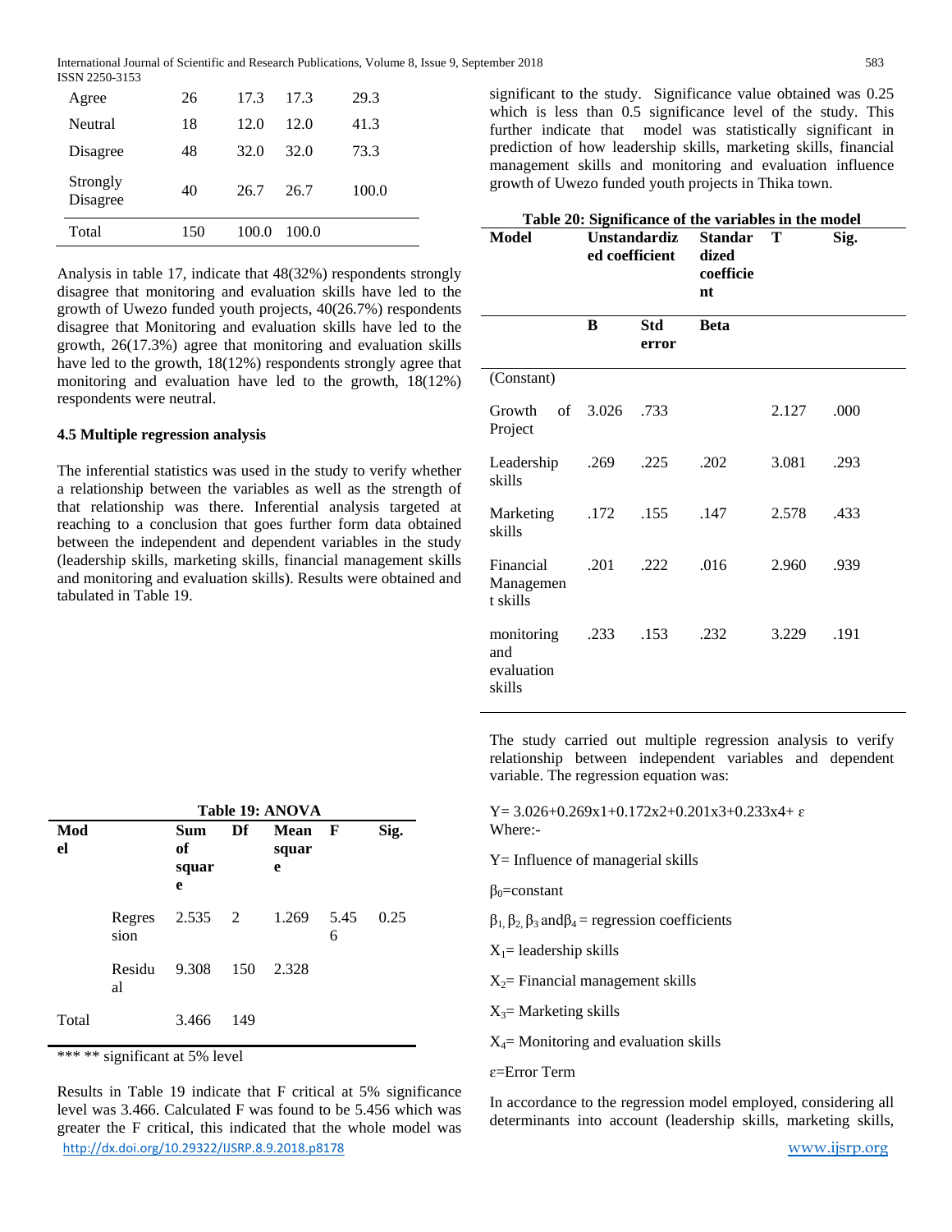| | | | | |
|---|---|---|---|---|
| Agree | 26 | 17.3 | 17.3 | 29.3 |
| Neutral | 18 | 12.0 | 12.0 | 41.3 |
| Disagree | 48 | 32.0 | 32.0 | 73.3 |
| Strongly Disagree | 40 | 26.7 | 26.7 | 100.0 |
| Total | 150 | 100.0 | 100.0 | |

Analysis in table 17, indicate that 48(32%) respondents strongly disagree that monitoring and evaluation skills have led to the growth of Uwezo funded youth projects, 40(26.7%) respondents disagree that Monitoring and evaluation skills have led to the growth, 26(17.3%) agree that monitoring and evaluation skills have led to the growth, 18(12%) respondents strongly agree that monitoring and evaluation have led to the growth, 18(12%) respondents were neutral.

### 4.5 Multiple regression analysis

The inferential statistics was used in the study to verify whether a relationship between the variables as well as the strength of that relationship was there. Inferential analysis targeted at reaching to a conclusion that goes further form data obtained between the independent and dependent variables in the study (leadership skills, marketing skills, financial management skills and monitoring and evaluation skills). Results were obtained and tabulated in Table 19.

**Table 19: ANOVA**

| Model | | Sum of square | Df | Mean square | F | Sig. |
|---|---|---|---|---|---|---|
| | Regression | 2.535 | 2 | 1.269 | 5.456 | 0.25 |
| | Residual | 9.308 | 150 | 2.328 | | |
| Total | | 3.466 | 149 | | | |

*** ** significant at 5% level

Results in Table 19 indicate that F critical at 5% significance level was 3.466. Calculated F was found to be 5.456 which was greater the F critical, this indicated that the whole model was significant to the study. Significance value obtained was 0.25 which is less than 0.5 significance level of the study. This further indicate that model was statistically significant in prediction of how leadership skills, marketing skills, financial management skills and monitoring and evaluation influence growth of Uwezo funded youth projects in Thika town.

**Table 20: Significance of the variables in the model**

| Model | Unstandardized coefficient | | Standardized coefficient | T | Sig. |
|---|---|---|---|---|---|
| | B | Std error | Beta | | |
| (Constant) | | | | | |
| Growth of Project | 3.026 | .733 | | 2.127 | .000 |
| Leadership skills | .269 | .225 | .202 | 3.081 | .293 |
| Marketing skills | .172 | .155 | .147 | 2.578 | .433 |
| Financial Management skills | .201 | .222 | .016 | 2.960 | .939 |
| monitoring and evaluation skills | .233 | .153 | .232 | 3.229 | .191 |

The study carried out multiple regression analysis to verify relationship between independent variables and dependent variable. The regression equation was:

$Y= 3.026+0.269x1+0.172x2+0.201x3+0.233x4+ \varepsilon$

Where:-

Y= Influence of managerial skills

$\beta_0$=constant

$\beta_1, \beta_2, \beta_3$ and $\beta_4$ = regression coefficients

$X_1$= leadership skills

$X_2$= Financial management skills

$X_3$= Marketing skills

$X_4$= Monitoring and evaluation skills

$\varepsilon$=Error Term

In accordance to the regression model employed, considering all determinants into account (leadership skills, marketing skills,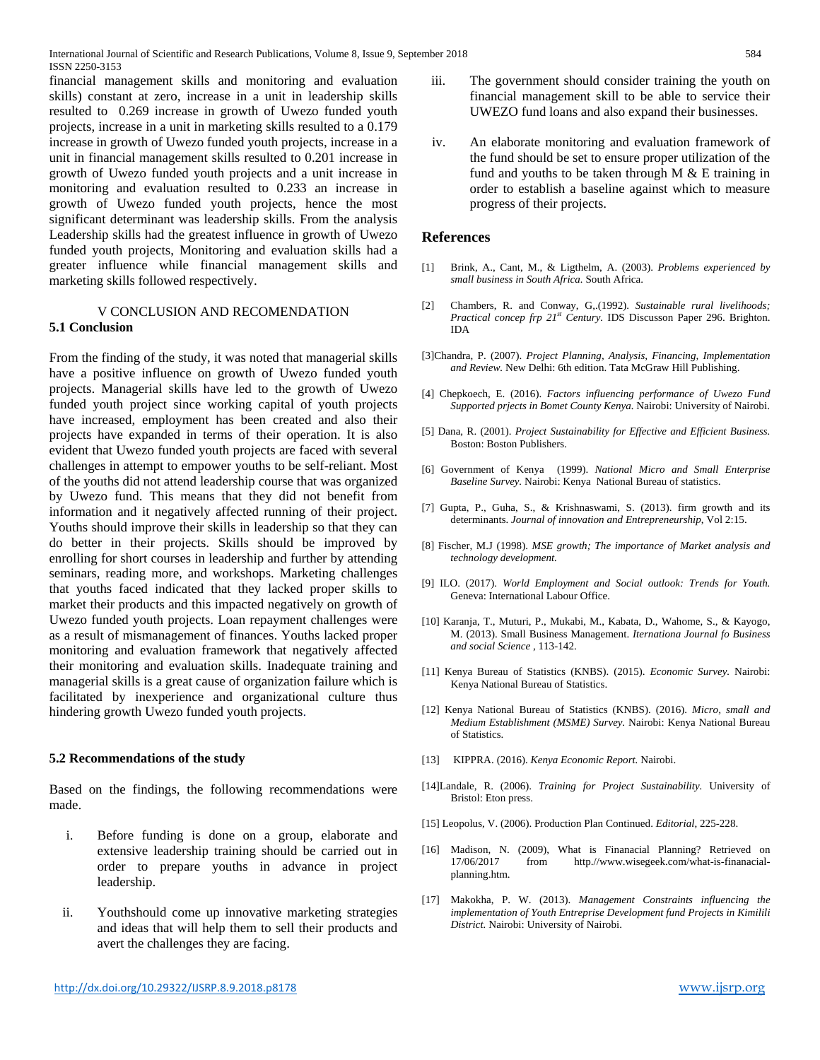financial management skills and monitoring and evaluation skills) constant at zero, increase in a unit in leadership skills resulted to 0.269 increase in growth of Uwezo funded youth projects, increase in a unit in marketing skills resulted to a 0.179 increase in growth of Uwezo funded youth projects, increase in a unit in financial management skills resulted to 0.201 increase in growth of Uwezo funded youth projects and a unit increase in monitoring and evaluation resulted to 0.233 an increase in growth of Uwezo funded youth projects, hence the most significant determinant was leadership skills. From the analysis Leadership skills had the greatest influence in growth of Uwezo funded youth projects, Monitoring and evaluation skills had a greater influence while financial management skills and marketing skills followed respectively.

## V CONCLUSION AND RECOMENDATION

### 5.1 Conclusion

From the finding of the study, it was noted that managerial skills have a positive influence on growth of Uwezo funded youth projects. Managerial skills have led to the growth of Uwezo funded youth project since working capital of youth projects have increased, employment has been created and also their projects have expanded in terms of their operation. It is also evident that Uwezo funded youth projects are faced with several challenges in attempt to empower youths to be self-reliant. Most of the youths did not attend leadership course that was organized by Uwezo fund. This means that they did not benefit from information and it negatively affected running of their project. Youths should improve their skills in leadership so that they can do better in their projects. Skills should be improved by enrolling for short courses in leadership and further by attending seminars, reading more, and workshops. Marketing challenges that youths faced indicated that they lacked proper skills to market their products and this impacted negatively on growth of Uwezo funded youth projects. Loan repayment challenges were as a result of mismanagement of finances. Youths lacked proper monitoring and evaluation framework that negatively affected their monitoring and evaluation skills. Inadequate training and managerial skills is a great cause of organization failure which is facilitated by inexperience and organizational culture thus hindering growth Uwezo funded youth projects.

### 5.2 Recommendations of the study

Based on the findings, the following recommendations were made.

i. Before funding is done on a group, elaborate and extensive leadership training should be carried out in order to prepare youths in advance in project leadership.

ii. Youthshould come up innovative marketing strategies and ideas that will help them to sell their products and avert the challenges they are facing.

iii. The government should consider training the youth on financial management skill to be able to service their UWEZO fund loans and also expand their businesses.

iv. An elaborate monitoring and evaluation framework of the fund should be set to ensure proper utilization of the fund and youths to be taken through M & E training in order to establish a baseline against which to measure progress of their projects.

## References

[1] Brink, A., Cant, M., & Ligthelm, A. (2003). *Problems experienced by small business in South Africa.* South Africa.

[2] Chambers, R. and Conway, G,.(1992). *Sustainable rural livelihoods; Practical concep frp 21st Century.* IDS Discusson Paper 296. Brighton. IDA

[3]Chandra, P. (2007). *Project Planning, Analysis, Financing, Implementation and Review.* New Delhi: 6th edition. Tata McGraw Hill Publishing.

[4] Chepkoech, E. (2016). *Factors influencing performance of Uwezo Fund Supported prjects in Bomet County Kenya.* Nairobi: University of Nairobi.

[5] Dana, R. (2001). *Project Sustainability for Effective and Efficient Business.* Boston: Boston Publishers.

[6] Government of Kenya (1999). *National Micro and Small Enterprise Baseline Survey.* Nairobi: Kenya National Bureau of statistics.

[7] Gupta, P., Guha, S., & Krishnaswami, S. (2013). firm growth and its determinants. *Journal of innovation and Entrepreneurship*, Vol 2:15.

[8] Fischer, M.J (1998). *MSE growth; The importance of Market analysis and technology development.*

[9] ILO. (2017). *World Employment and Social outlook: Trends for Youth.* Geneva: International Labour Office.

[10] Karanja, T., Muturi, P., Mukabi, M., Kabata, D., Wahome, S., & Kayogo, M. (2013). Small Business Management. *Iternationa Journal fo Business and social Science* , 113-142.

[11] Kenya Bureau of Statistics (KNBS). (2015). *Economic Survey.* Nairobi: Kenya National Bureau of Statistics.

[12] Kenya National Bureau of Statistics (KNBS). (2016). *Micro, small and Medium Establishment (MSME) Survey.* Nairobi: Kenya National Bureau of Statistics.

[13] KIPPRA. (2016). *Kenya Economic Report.* Nairobi.

[14]Landale, R. (2006). *Training for Project Sustainability.* University of Bristol: Eton press.

[15] Leopolus, V. (2006). Production Plan Continued. *Editorial*, 225-228.

[16] Madison, N. (2009), What is Finanacial Planning? Retrieved on 17/06/2017 from http.//www.wisegeek.com/what-is-finanacial-planning.htm.

[17] Makokha, P. W. (2013). *Management Constraints influencing the implementation of Youth Entreprise Development fund Projects in Kimilili District.* Nairobi: University of Nairobi.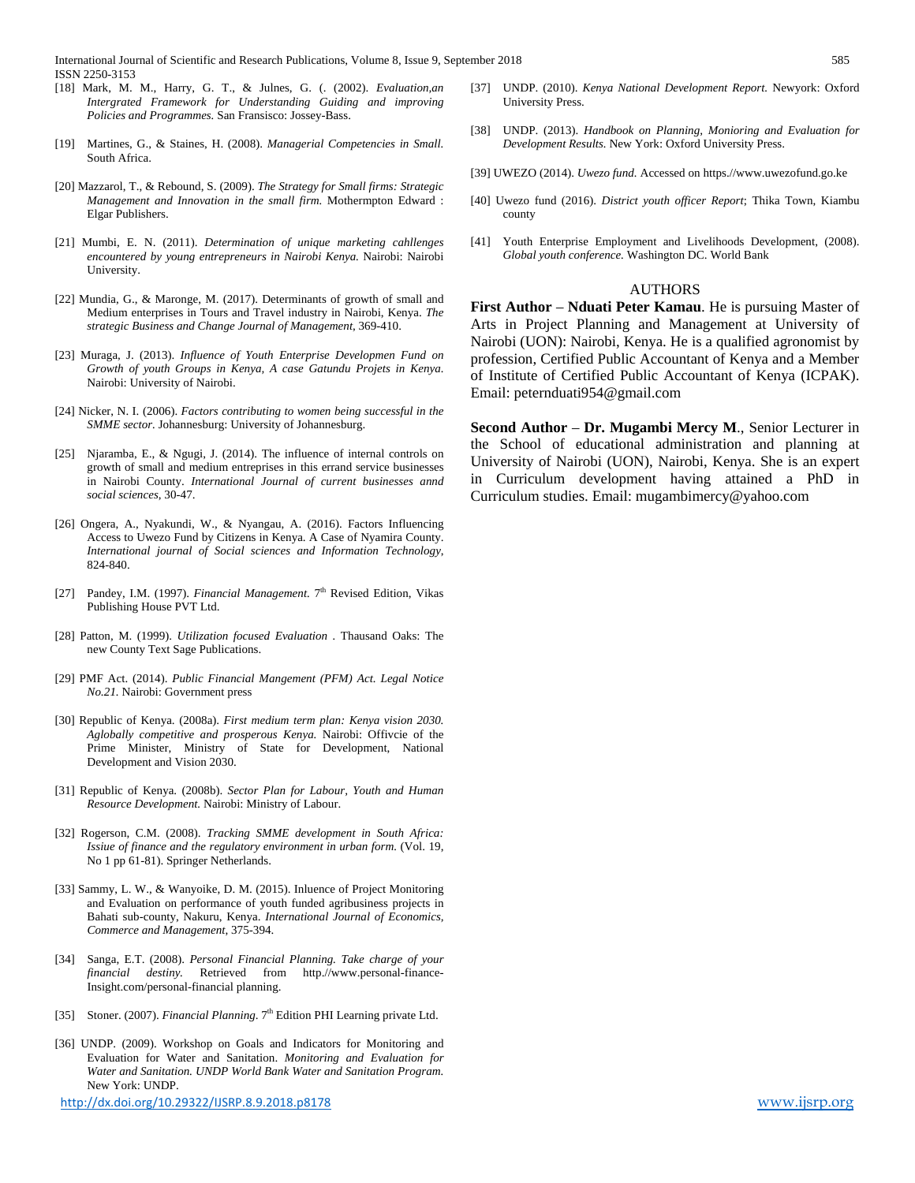[18] Mark, M. M., Harry, G. T., & Julnes, G. (. (2002). *Evaluation,an Intergrated Framework for Understanding Guiding and improving Policies and Programmes.* San Fransisco: Jossey-Bass.

[19] Martines, G., & Staines, H. (2008). *Managerial Competencies in Small.* South Africa.

[20] Mazzarol, T., & Rebound, S. (2009). *The Strategy for Small firms: Strategic Management and Innovation in the small firm.* Mothermpton Edward : Elgar Publishers.

[21] Mumbi, E. N. (2011). *Determination of unique marketing cahllenges encountered by young entrepreneurs in Nairobi Kenya.* Nairobi: Nairobi University.

[22] Mundia, G., & Maronge, M. (2017). Determinants of growth of small and Medium enterprises in Tours and Travel industry in Nairobi, Kenya. *The strategic Business and Change Journal of Management*, 369-410.

[23] Muraga, J. (2013). *Influence of Youth Enterprise Developmen Fund on Growth of youth Groups in Kenya, A case Gatundu Projets in Kenya.* Nairobi: University of Nairobi.

[24] Nicker, N. I. (2006). *Factors contributing to women being successful in the SMME sector.* Johannesburg: University of Johannesburg.

[25] Njaramba, E., & Ngugi, J. (2014). The influence of internal controls on growth of small and medium entreprises in this errand service businesses in Nairobi County. *International Journal of current businesses annd social sciences*, 30-47.

[26] Ongera, A., Nyakundi, W., & Nyangau, A. (2016). Factors Influencing Access to Uwezo Fund by Citizens in Kenya. A Case of Nyamira County. *International journal of Social sciences and Information Technology*, 824-840.

[27] Pandey, I.M. (1997). *Financial Management.* 7th Revised Edition, Vikas Publishing House PVT Ltd.

[28] Patton, M. (1999). *Utilization focused Evaluation* . Thausand Oaks: The new County Text Sage Publications.

[29] PMF Act. (2014). *Public Financial Mangement (PFM) Act. Legal Notice No.21.* Nairobi: Government press

[30] Republic of Kenya. (2008a). *First medium term plan: Kenya vision 2030. Aglobally competitive and prosperous Kenya.* Nairobi: Offivcie of the Prime Minister, Ministry of State for Development, National Development and Vision 2030.

[31] Republic of Kenya. (2008b). *Sector Plan for Labour, Youth and Human Resource Development.* Nairobi: Ministry of Labour.

[32] Rogerson, C.M. (2008). *Tracking SMME development in South Africa: Issiue of finance and the regulatory environment in urban form.* (Vol. 19, No 1 pp 61-81). Springer Netherlands.

[33] Sammy, L. W., & Wanyoike, D. M. (2015). Inluence of Project Monitoring and Evaluation on performance of youth funded agribusiness projects in Bahati sub-county, Nakuru, Kenya. *International Journal of Economics, Commerce and Management*, 375-394.

[34] Sanga, E.T. (2008). *Personal Financial Planning. Take charge of your financial destiny.* Retrieved from http.//www.personal-finance-Insight.com/personal-financial planning.

[35] Stoner. (2007). *Financial Planning.* 7th Edition PHI Learning private Ltd.

[36] UNDP. (2009). Workshop on Goals and Indicators for Monitoring and Evaluation for Water and Sanitation. *Monitoring and Evaluation for Water and Sanitation. UNDP World Bank Water and Sanitation Program.* New York: UNDP.

[37] UNDP. (2010). *Kenya National Development Report.* Newyork: Oxford University Press.

[38] UNDP. (2013). *Handbook on Planning, Monioring and Evaluation for Development Results.* New York: Oxford University Press.

[39] UWEZO (2014). *Uwezo fund.* Accessed on https.//www.uwezofund.go.ke

[40] Uwezo fund (2016). *District youth officer Report*; Thika Town, Kiambu county

[41] Youth Enterprise Employment and Livelihoods Development, (2008). *Global youth conference.* Washington DC. World Bank

## AUTHORS

**First Author** – **Nduati Peter Kamau**. He is pursuing Master of Arts in Project Planning and Management at University of Nairobi (UON): Nairobi, Kenya. He is a qualified agronomist by profession, Certified Public Accountant of Kenya and a Member of Institute of Certified Public Accountant of Kenya (ICPAK). Email: peternduati954@gmail.com

**Second Author** – **Dr. Mugambi Mercy M**., Senior Lecturer in the School of educational administration and planning at University of Nairobi (UON), Nairobi, Kenya. She is an expert in Curriculum development having attained a PhD in Curriculum studies. Email: mugambimercy@yahoo.com